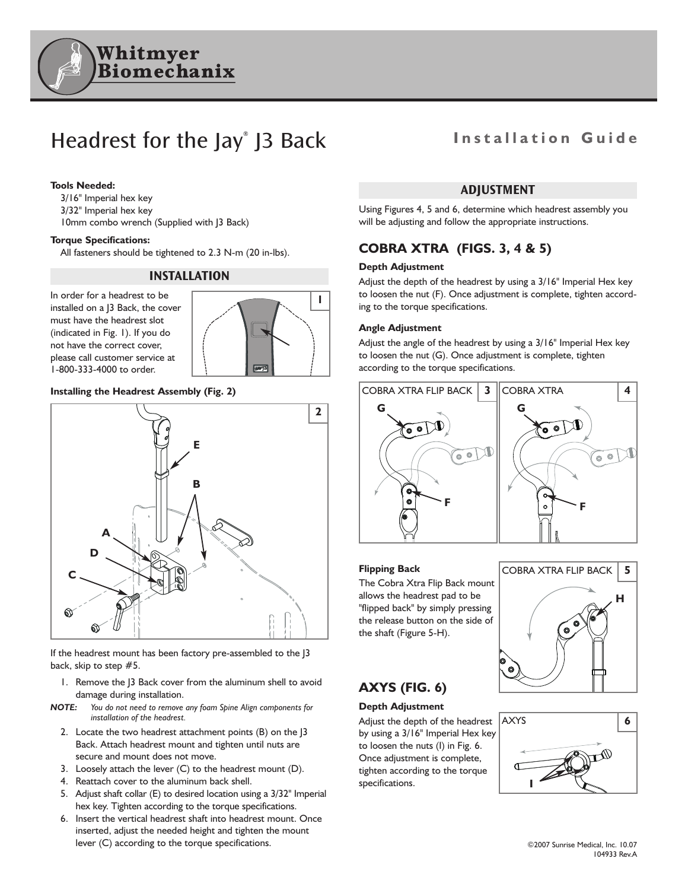Whitmyer Biomechanix

# Headrest for the Jay® J3 Back

## Installation Guide

**Tools Needed:**
3/16" Imperial hex key
3/32" Imperial hex key
10mm combo wrench (Supplied with J3 Back)

**Torque Specifications:**
All fasteners should be tightened to 2.3 N-m (20 in-lbs).

## INSTALLATION

In order for a headrest to be installed on a J3 Back, the cover must have the headrest slot (indicated in Fig. 1). If you do not have the correct cover, please call customer service at 1-800-333-4000 to order.

**Installing the Headrest Assembly (Fig. 2)**

If the headrest mount has been factory pre-assembled to the J3 back, skip to step #5.

1. Remove the J3 Back cover from the aluminum shell to avoid damage during installation.

***NOTE:*** *You do not need to remove any foam Spine Align components for installation of the headrest.*

2. Locate the two headrest attachment points (B) on the J3 Back. Attach headrest mount and tighten until nuts are secure and mount does not move.
3. Loosely attach the lever (C) to the headrest mount (D).
4. Reattach cover to the aluminum back shell.
5. Adjust shaft collar (E) to desired location using a 3/32" Imperial hex key. Tighten according to the torque specifications.
6. Insert the vertical headrest shaft into headrest mount. Once inserted, adjust the needed height and tighten the mount lever (C) according to the torque specifications.

## ADJUSTMENT

Using Figures 4, 5 and 6, determine which headrest assembly you will be adjusting and follow the appropriate instructions.

### COBRA XTRA (FIGS. 3, 4 & 5)

**Depth Adjustment**

Adjust the depth of the headrest by using a 3/16" Imperial Hex key to loosen the nut (F). Once adjustment is complete, tighten according to the torque specifications.

**Angle Adjustment**

Adjust the angle of the headrest by using a 3/16" Imperial Hex key to loosen the nut (G). Once adjustment is complete, tighten according to the torque specifications.

**Flipping Back**

The Cobra Xtra Flip Back mount allows the headrest pad to be "flipped back" by simply pressing the release button on the side of the shaft (Figure 5-H).

### AXYS (FIG. 6)

**Depth Adjustment**

Adjust the depth of the headrest by using a 3/16" Imperial Hex key to loosen the nuts (I) in Fig. 6. Once adjustment is complete, tighten according to the torque specifications.

©2007 Sunrise Medical, Inc. 10.07
104933 Rev.A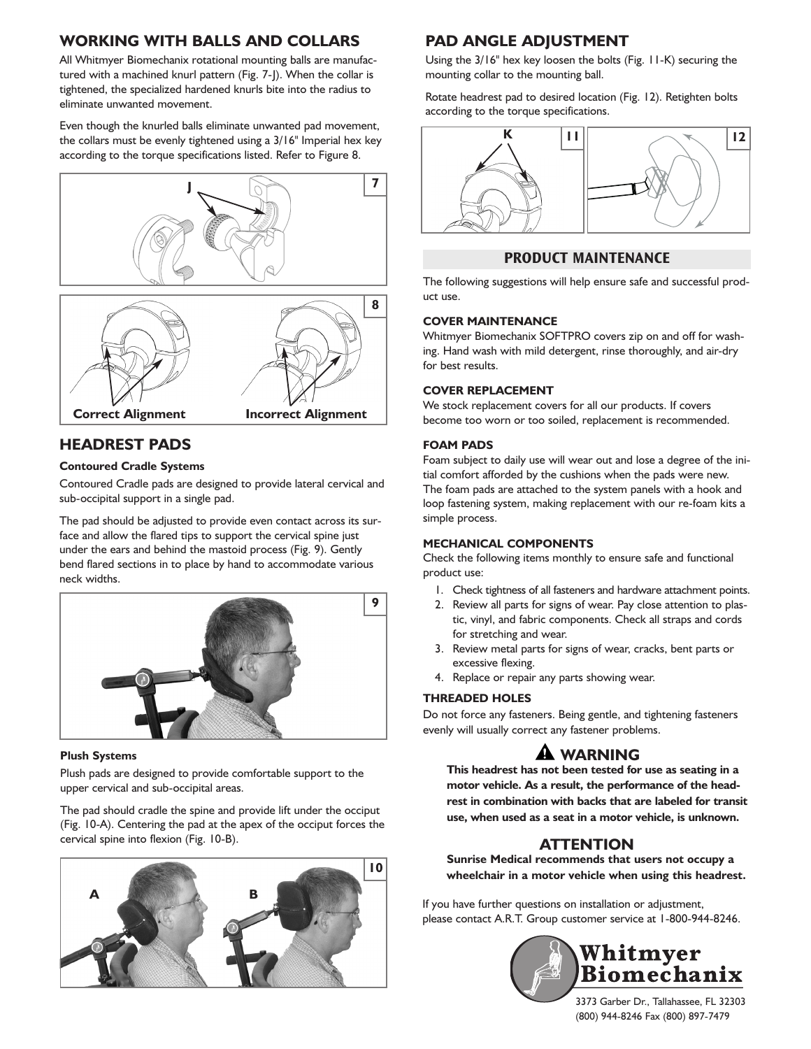## WORKING WITH BALLS AND COLLARS

All Whitmyer Biomechanix rotational mounting balls are manufactured with a machined knurl pattern (Fig. 7-J). When the collar is tightened, the specialized hardened knurls bite into the radius to eliminate unwanted movement.

Even though the knurled balls eliminate unwanted pad movement, the collars must be evenly tightened using a 3/16" Imperial hex key according to the torque specifications listed. Refer to Figure 8.

J

7

8

Correct Alignment

Incorrect Alignment

## HEADREST PADS

**Contoured Cradle Systems**

Contoured Cradle pads are designed to provide lateral cervical and sub-occipital support in a single pad.

The pad should be adjusted to provide even contact across its surface and allow the flared tips to support the cervical spine just under the ears and behind the mastoid process (Fig. 9). Gently bend flared sections in to place by hand to accommodate various neck widths.

9

**Plush Systems**

Plush pads are designed to provide comfortable support to the upper cervical and sub-occipital areas.

The pad should cradle the spine and provide lift under the occiput (Fig. 10-A). Centering the pad at the apex of the occiput forces the cervical spine into flexion (Fig. 10-B).

10

A

B

## PAD ANGLE ADJUSTMENT

Using the 3/16" hex key loosen the bolts (Fig. 11-K) securing the mounting collar to the mounting ball.

Rotate headrest pad to desired location (Fig. 12). Retighten bolts according to the torque specifications.

K

11

12

## PRODUCT MAINTENANCE

The following suggestions will help ensure safe and successful product use.

**COVER MAINTENANCE**

Whitmyer Biomechanix SOFTPRO covers zip on and off for washing. Hand wash with mild detergent, rinse thoroughly, and air-dry for best results.

**COVER REPLACEMENT**

We stock replacement covers for all our products. If covers become too worn or too soiled, replacement is recommended.

**FOAM PADS**

Foam subject to daily use will wear out and lose a degree of the initial comfort afforded by the cushions when the pads were new. The foam pads are attached to the system panels with a hook and loop fastening system, making replacement with our re-foam kits a simple process.

**MECHANICAL COMPONENTS**

Check the following items monthly to ensure safe and functional product use:

1. Check tightness of all fasteners and hardware attachment points.
2. Review all parts for signs of wear. Pay close attention to plastic, vinyl, and fabric components. Check all straps and cords for stretching and wear.
3. Review metal parts for signs of wear, cracks, bent parts or excessive flexing.
4. Replace or repair any parts showing wear.

**THREADED HOLES**

Do not force any fasteners. Being gentle, and tightening fasteners evenly will usually correct any fastener problems.

### ⚠ WARNING

**This headrest has not been tested for use as seating in a motor vehicle. As a result, the performance of the headrest in combination with backs that are labeled for transit use, when used as a seat in a motor vehicle, is unknown.**

### ATTENTION

**Sunrise Medical recommends that users not occupy a wheelchair in a motor vehicle when using this headrest.**

If you have further questions on installation or adjustment, please contact A.R.T. Group customer service at 1-800-944-8246.

Whitmyer Biomechanix

3373 Garber Dr., Tallahassee, FL 32303
(800) 944-8246 Fax (800) 897-7479